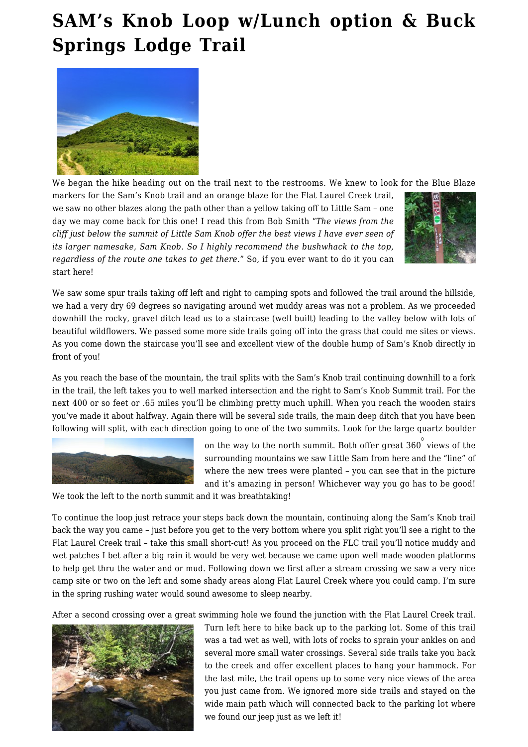# SAM's Knob Loop w/Lunch option & Buck Springs Lodge Trail

We began the hike heading out on the trail next to the restrooms. We knew to look for the Blue Blaze markers for the Sam's Knob trail and an orange blaze for the Flat Laurel Creek trail, we saw no other blazes along the path other than a yellow taking off to Little Sam – one day we may come back for this one! I read this from Bob Smith *"The views from the cliff just below the summit of Little Sam Knob offer the best views I have ever seen of its larger namesake, Sam Knob. So I highly recommend the bushwhack to the top, regardless of the route one takes to get there."* So, if you ever want to do it you can start here!

We saw some spur trails taking off left and right to camping spots and followed the trail around the hillside, we had a very dry 69 degrees so navigating around wet muddy areas was not a problem. As we proceeded downhill the rocky, gravel ditch lead us to a staircase (well built) leading to the valley below with lots of beautiful wildflowers. We passed some more side trails going off into the grass that could me sites or views. As you come down the staircase you'll see and excellent view of the double hump of Sam's Knob directly in front of you!

As you reach the base of the mountain, the trail splits with the Sam's Knob trail continuing downhill to a fork in the trail, the left takes you to well marked intersection and the right to Sam's Knob Summit trail. For the next 400 or so feet or .65 miles you'll be climbing pretty much uphill. When you reach the wooden stairs you've made it about halfway. Again there will be several side trails, the main deep ditch that you have been following will split, with each direction going to one of the two summits. Look for the large quartz boulder on the way to the north summit. Both offer great 360° views of the surrounding mountains we saw Little Sam from here and the "line" of where the new trees were planted – you can see that in the picture and it's amazing in person! Whichever way you go has to be good! We took the left to the north summit and it was breathtaking!

To continue the loop just retrace your steps back down the mountain, continuing along the Sam's Knob trail back the way you came – just before you get to the very bottom where you split right you'll see a right to the Flat Laurel Creek trail – take this small short-cut! As you proceed on the FLC trail you'll notice muddy and wet patches I bet after a big rain it would be very wet because we came upon well made wooden platforms to help get thru the water and or mud. Following down we first after a stream crossing we saw a very nice camp site or two on the left and some shady areas along Flat Laurel Creek where you could camp. I'm sure in the spring rushing water would sound awesome to sleep nearby.

After a second crossing over a great swimming hole we found the junction with the Flat Laurel Creek trail. Turn left here to hike back up to the parking lot. Some of this trail was a tad wet as well, with lots of rocks to sprain your ankles on and several more small water crossings. Several side trails take you back to the creek and offer excellent places to hang your hammock. For the last mile, the trail opens up to some very nice views of the area you just came from. We ignored more side trails and stayed on the wide main path which will connected back to the parking lot where we found our jeep just as we left it!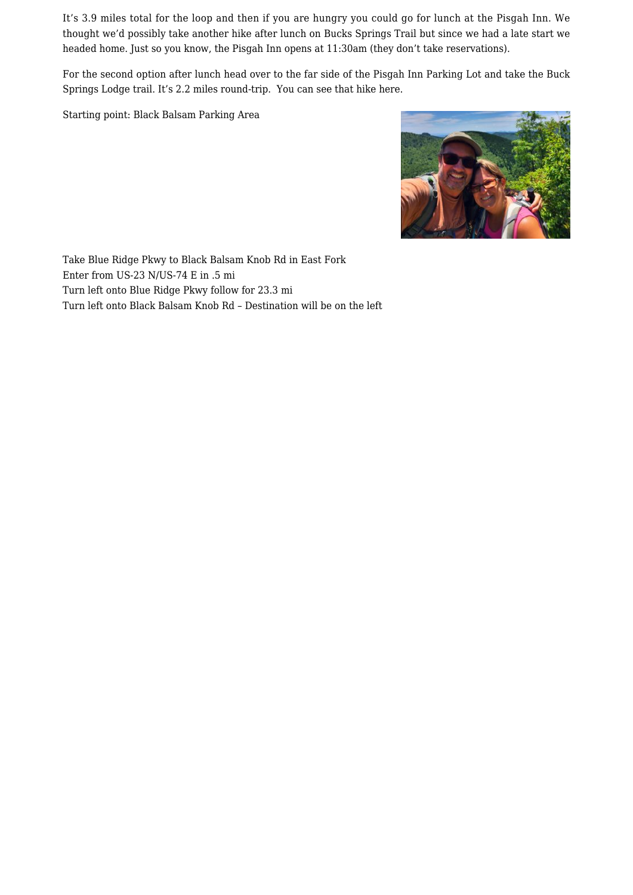It's 3.9 miles total for the loop and then if you are hungry you could go for lunch at the Pisgah Inn. We thought we'd possibly take another hike after lunch on Bucks Springs Trail but since we had a late start we headed home. Just so you know, the Pisgah Inn opens at 11:30am (they don't take reservations).

For the second option after lunch head over to the far side of the Pisgah Inn Parking Lot and take the Buck Springs Lodge trail. It's 2.2 miles round-trip. You can see that hike here.

Starting point: Black Balsam Parking Area

Take Blue Ridge Pkwy to Black Balsam Knob Rd in East Fork
Enter from US-23 N/US-74 E in .5 mi
Turn left onto Blue Ridge Pkwy follow for 23.3 mi
Turn left onto Black Balsam Knob Rd – Destination will be on the left